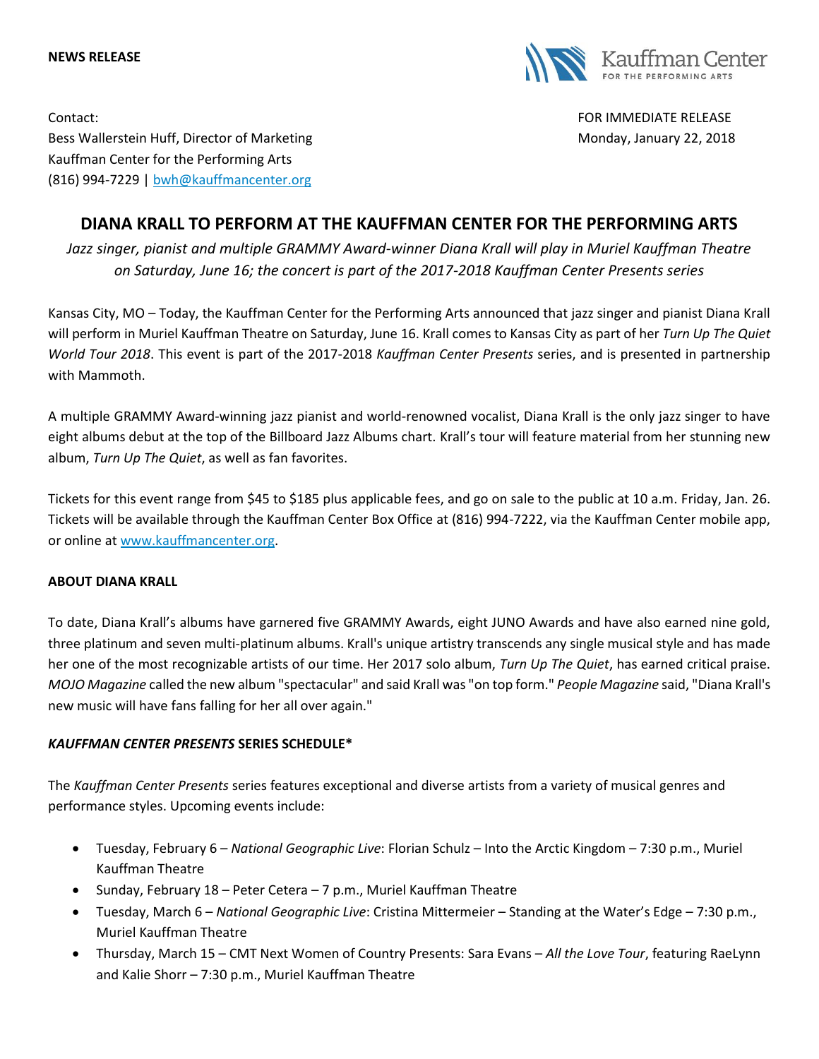**NEWS RELEASE**

Kauffman Center FOR THE PERFORMING ARTS

Contact:
Bess Wallerstein Huff, Director of Marketing
Kauffman Center for the Performing Arts
(816) 994-7229 | bwh@kauffmancenter.org

FOR IMMEDIATE RELEASE
Monday, January 22, 2018

# DIANA KRALL TO PERFORM AT THE KAUFFMAN CENTER FOR THE PERFORMING ARTS

*Jazz singer, pianist and multiple GRAMMY Award-winner Diana Krall will play in Muriel Kauffman Theatre on Saturday, June 16; the concert is part of the 2017-2018 Kauffman Center Presents series*

Kansas City, MO – Today, the Kauffman Center for the Performing Arts announced that jazz singer and pianist Diana Krall will perform in Muriel Kauffman Theatre on Saturday, June 16. Krall comes to Kansas City as part of her *Turn Up The Quiet World Tour 2018*. This event is part of the 2017-2018 *Kauffman Center Presents* series, and is presented in partnership with Mammoth.

A multiple GRAMMY Award-winning jazz pianist and world-renowned vocalist, Diana Krall is the only jazz singer to have eight albums debut at the top of the Billboard Jazz Albums chart. Krall's tour will feature material from her stunning new album, *Turn Up The Quiet*, as well as fan favorites.

Tickets for this event range from $45 to $185 plus applicable fees, and go on sale to the public at 10 a.m. Friday, Jan. 26. Tickets will be available through the Kauffman Center Box Office at (816) 994-7222, via the Kauffman Center mobile app, or online at www.kauffmancenter.org.

## ABOUT DIANA KRALL

To date, Diana Krall's albums have garnered five GRAMMY Awards, eight JUNO Awards and have also earned nine gold, three platinum and seven multi-platinum albums. Krall's unique artistry transcends any single musical style and has made her one of the most recognizable artists of our time. Her 2017 solo album, *Turn Up The Quiet*, has earned critical praise. *MOJO Magazine* called the new album "spectacular" and said Krall was "on top form." *People Magazine* said, "Diana Krall's new music will have fans falling for her all over again."

## *KAUFFMAN CENTER PRESENTS* SERIES SCHEDULE*

The *Kauffman Center Presents* series features exceptional and diverse artists from a variety of musical genres and performance styles. Upcoming events include:

- Tuesday, February 6 – *National Geographic Live*: Florian Schulz – Into the Arctic Kingdom – 7:30 p.m., Muriel Kauffman Theatre
- Sunday, February 18 – Peter Cetera – 7 p.m., Muriel Kauffman Theatre
- Tuesday, March 6 – *National Geographic Live*: Cristina Mittermeier – Standing at the Water's Edge – 7:30 p.m., Muriel Kauffman Theatre
- Thursday, March 15 – CMT Next Women of Country Presents: Sara Evans – *All the Love Tour*, featuring RaeLynn and Kalie Shorr – 7:30 p.m., Muriel Kauffman Theatre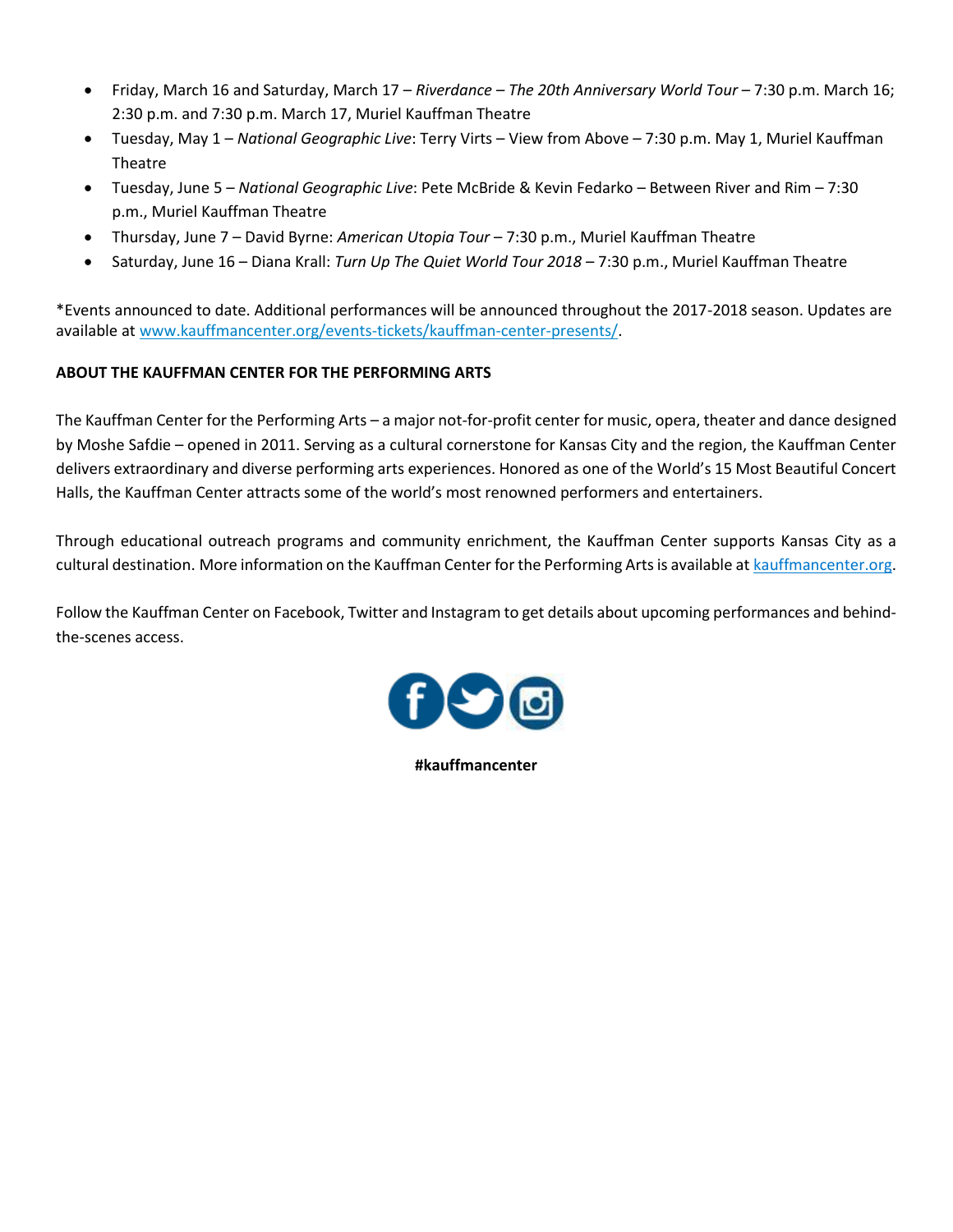- Friday, March 16 and Saturday, March 17 – *Riverdance – The 20th Anniversary World Tour* – 7:30 p.m. March 16; 2:30 p.m. and 7:30 p.m. March 17, Muriel Kauffman Theatre
- Tuesday, May 1 – *National Geographic Live*: Terry Virts – View from Above – 7:30 p.m. May 1, Muriel Kauffman Theatre
- Tuesday, June 5 – *National Geographic Live*: Pete McBride & Kevin Fedarko – Between River and Rim – 7:30 p.m., Muriel Kauffman Theatre
- Thursday, June 7 – David Byrne: *American Utopia Tour* – 7:30 p.m., Muriel Kauffman Theatre
- Saturday, June 16 – Diana Krall: *Turn Up The Quiet World Tour 2018* – 7:30 p.m., Muriel Kauffman Theatre

*Events announced to date. Additional performances will be announced throughout the 2017-2018 season. Updates are available at [www.kauffmancenter.org/events-tickets/kauffman-center-presents/](www.kauffmancenter.org/events-tickets/kauffman-center-presents/).

**ABOUT THE KAUFFMAN CENTER FOR THE PERFORMING ARTS**

The Kauffman Center for the Performing Arts – a major not-for-profit center for music, opera, theater and dance designed by Moshe Safdie – opened in 2011. Serving as a cultural cornerstone for Kansas City and the region, the Kauffman Center delivers extraordinary and diverse performing arts experiences. Honored as one of the World's 15 Most Beautiful Concert Halls, the Kauffman Center attracts some of the world's most renowned performers and entertainers.

Through educational outreach programs and community enrichment, the Kauffman Center supports Kansas City as a cultural destination. More information on the Kauffman Center for the Performing Arts is available at [kauffmancenter.org](kauffmancenter.org).

Follow the Kauffman Center on Facebook, Twitter and Instagram to get details about upcoming performances and behind-the-scenes access.

**#kauffmancenter**